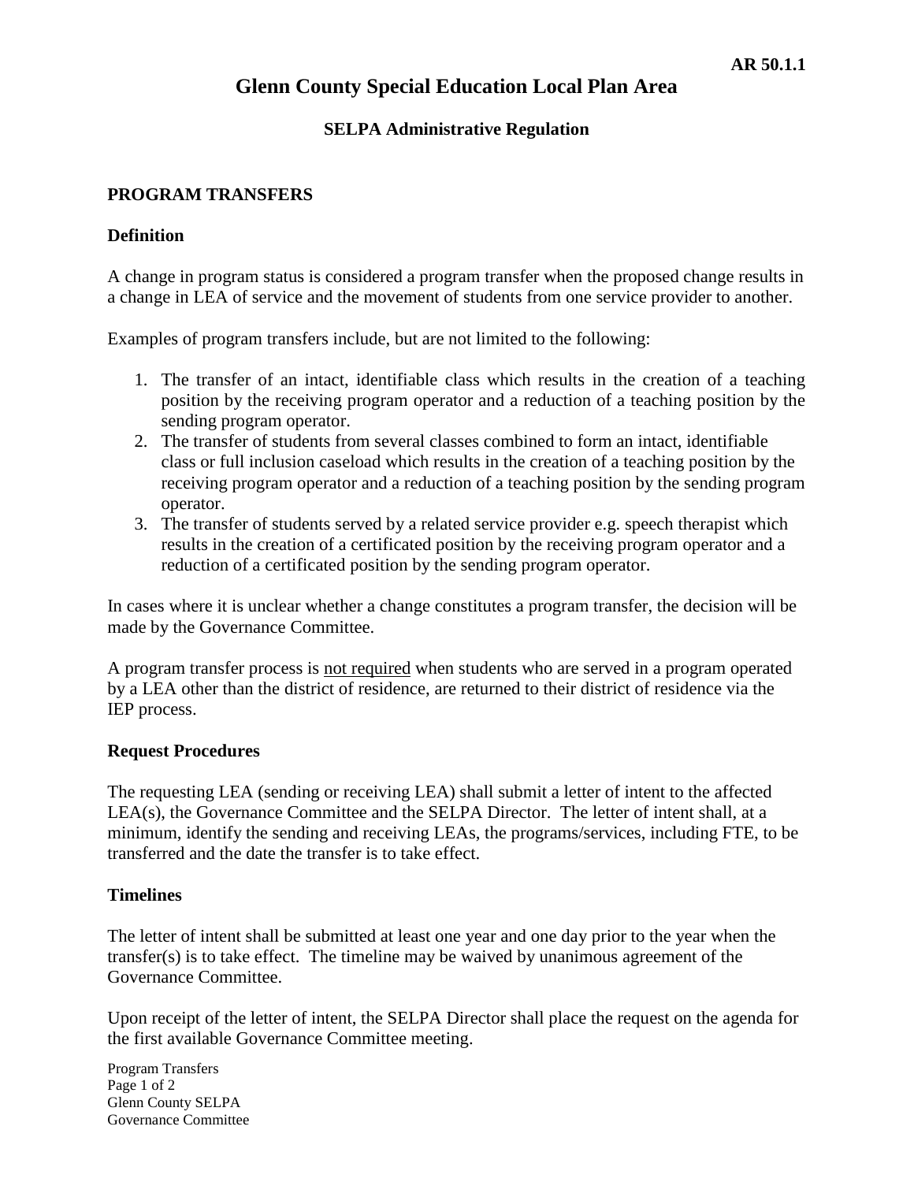**AR 50.1.1**

# Glenn County Special Education Local Plan Area

## SELPA Administrative Regulation

### PROGRAM TRANSFERS

**Definition**

A change in program status is considered a program transfer when the proposed change results in a change in LEA of service and the movement of students from one service provider to another.

Examples of program transfers include, but are not limited to the following:

1. The transfer of an intact, identifiable class which results in the creation of a teaching position by the receiving program operator and a reduction of a teaching position by the sending program operator.
2. The transfer of students from several classes combined to form an intact, identifiable class or full inclusion caseload which results in the creation of a teaching position by the receiving program operator and a reduction of a teaching position by the sending program operator.
3. The transfer of students served by a related service provider e.g. speech therapist which results in the creation of a certificated position by the receiving program operator and a reduction of a certificated position by the sending program operator.

In cases where it is unclear whether a change constitutes a program transfer, the decision will be made by the Governance Committee.

A program transfer process is <u>not required</u> when students who are served in a program operated by a LEA other than the district of residence, are returned to their district of residence via the IEP process.

**Request Procedures**

The requesting LEA (sending or receiving LEA) shall submit a letter of intent to the affected LEA(s), the Governance Committee and the SELPA Director. The letter of intent shall, at a minimum, identify the sending and receiving LEAs, the programs/services, including FTE, to be transferred and the date the transfer is to take effect.

**Timelines**

The letter of intent shall be submitted at least one year and one day prior to the year when the transfer(s) is to take effect. The timeline may be waived by unanimous agreement of the Governance Committee.

Upon receipt of the letter of intent, the SELPA Director shall place the request on the agenda for the first available Governance Committee meeting.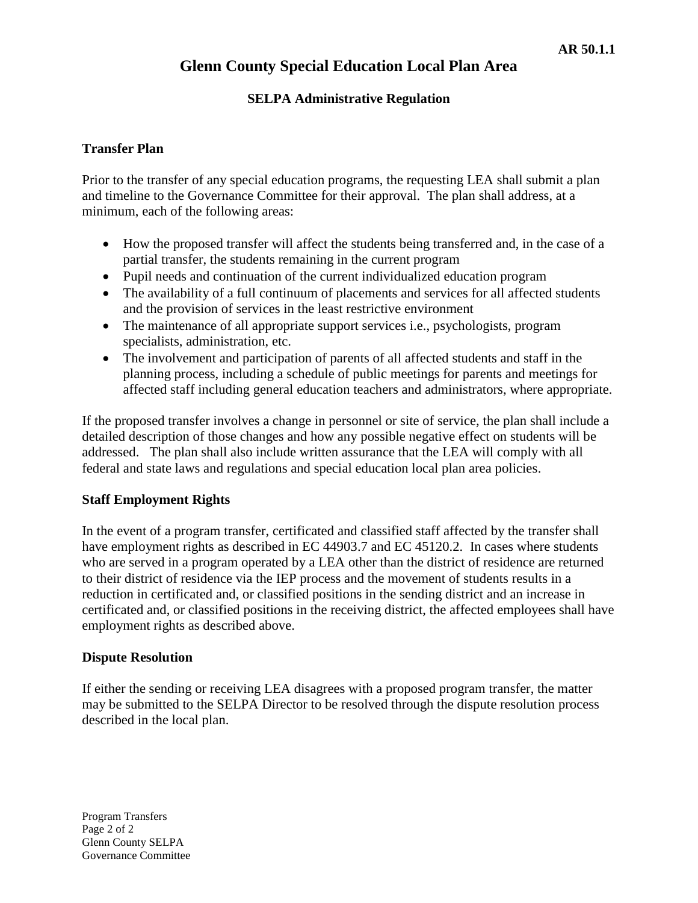**Transfer Plan**

Prior to the transfer of any special education programs, the requesting LEA shall submit a plan and timeline to the Governance Committee for their approval. The plan shall address, at a minimum, each of the following areas:

- How the proposed transfer will affect the students being transferred and, in the case of a partial transfer, the students remaining in the current program
- Pupil needs and continuation of the current individualized education program
- The availability of a full continuum of placements and services for all affected students and the provision of services in the least restrictive environment
- The maintenance of all appropriate support services i.e., psychologists, program specialists, administration, etc.
- The involvement and participation of parents of all affected students and staff in the planning process, including a schedule of public meetings for parents and meetings for affected staff including general education teachers and administrators, where appropriate.

If the proposed transfer involves a change in personnel or site of service, the plan shall include a detailed description of those changes and how any possible negative effect on students will be addressed. The plan shall also include written assurance that the LEA will comply with all federal and state laws and regulations and special education local plan area policies.

**Staff Employment Rights**

In the event of a program transfer, certificated and classified staff affected by the transfer shall have employment rights as described in EC 44903.7 and EC 45120.2. In cases where students who are served in a program operated by a LEA other than the district of residence are returned to their district of residence via the IEP process and the movement of students results in a reduction in certificated and, or classified positions in the sending district and an increase in certificated and, or classified positions in the receiving district, the affected employees shall have employment rights as described above.

**Dispute Resolution**

If either the sending or receiving LEA disagrees with a proposed program transfer, the matter may be submitted to the SELPA Director to be resolved through the dispute resolution process described in the local plan.